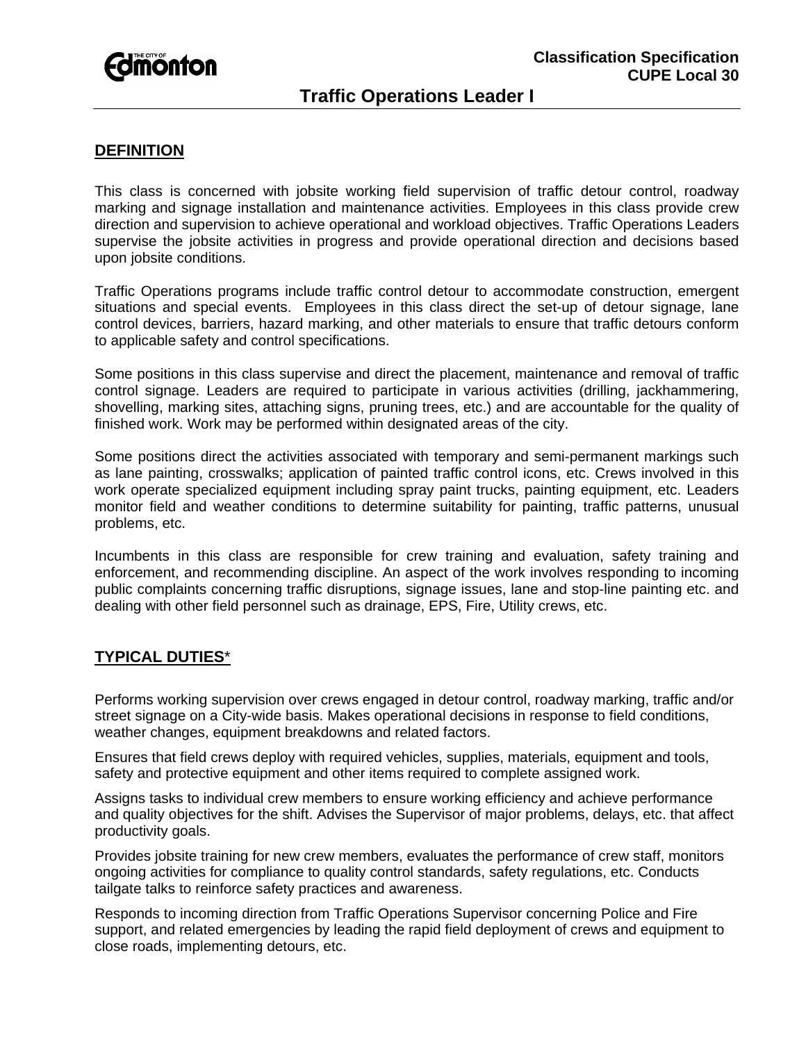**Classification Specification**
**CUPE Local 30**

# Traffic Operations Leader I

## DEFINITION

This class is concerned with jobsite working field supervision of traffic detour control, roadway marking and signage installation and maintenance activities. Employees in this class provide crew direction and supervision to achieve operational and workload objectives. Traffic Operations Leaders supervise the jobsite activities in progress and provide operational direction and decisions based upon jobsite conditions.

Traffic Operations programs include traffic control detour to accommodate construction, emergent situations and special events. Employees in this class direct the set-up of detour signage, lane control devices, barriers, hazard marking, and other materials to ensure that traffic detours conform to applicable safety and control specifications.

Some positions in this class supervise and direct the placement, maintenance and removal of traffic control signage. Leaders are required to participate in various activities (drilling, jackhammering, shovelling, marking sites, attaching signs, pruning trees, etc.) and are accountable for the quality of finished work. Work may be performed within designated areas of the city.

Some positions direct the activities associated with temporary and semi-permanent markings such as lane painting, crosswalks; application of painted traffic control icons, etc. Crews involved in this work operate specialized equipment including spray paint trucks, painting equipment, etc. Leaders monitor field and weather conditions to determine suitability for painting, traffic patterns, unusual problems, etc.

Incumbents in this class are responsible for crew training and evaluation, safety training and enforcement, and recommending discipline. An aspect of the work involves responding to incoming public complaints concerning traffic disruptions, signage issues, lane and stop-line painting etc. and dealing with other field personnel such as drainage, EPS, Fire, Utility crews, etc.

## TYPICAL DUTIES*

Performs working supervision over crews engaged in detour control, roadway marking, traffic and/or street signage on a City-wide basis. Makes operational decisions in response to field conditions, weather changes, equipment breakdowns and related factors.

Ensures that field crews deploy with required vehicles, supplies, materials, equipment and tools, safety and protective equipment and other items required to complete assigned work.

Assigns tasks to individual crew members to ensure working efficiency and achieve performance and quality objectives for the shift. Advises the Supervisor of major problems, delays, etc. that affect productivity goals.

Provides jobsite training for new crew members, evaluates the performance of crew staff, monitors ongoing activities for compliance to quality control standards, safety regulations, etc. Conducts tailgate talks to reinforce safety practices and awareness.

Responds to incoming direction from Traffic Operations Supervisor concerning Police and Fire support, and related emergencies by leading the rapid field deployment of crews and equipment to close roads, implementing detours, etc.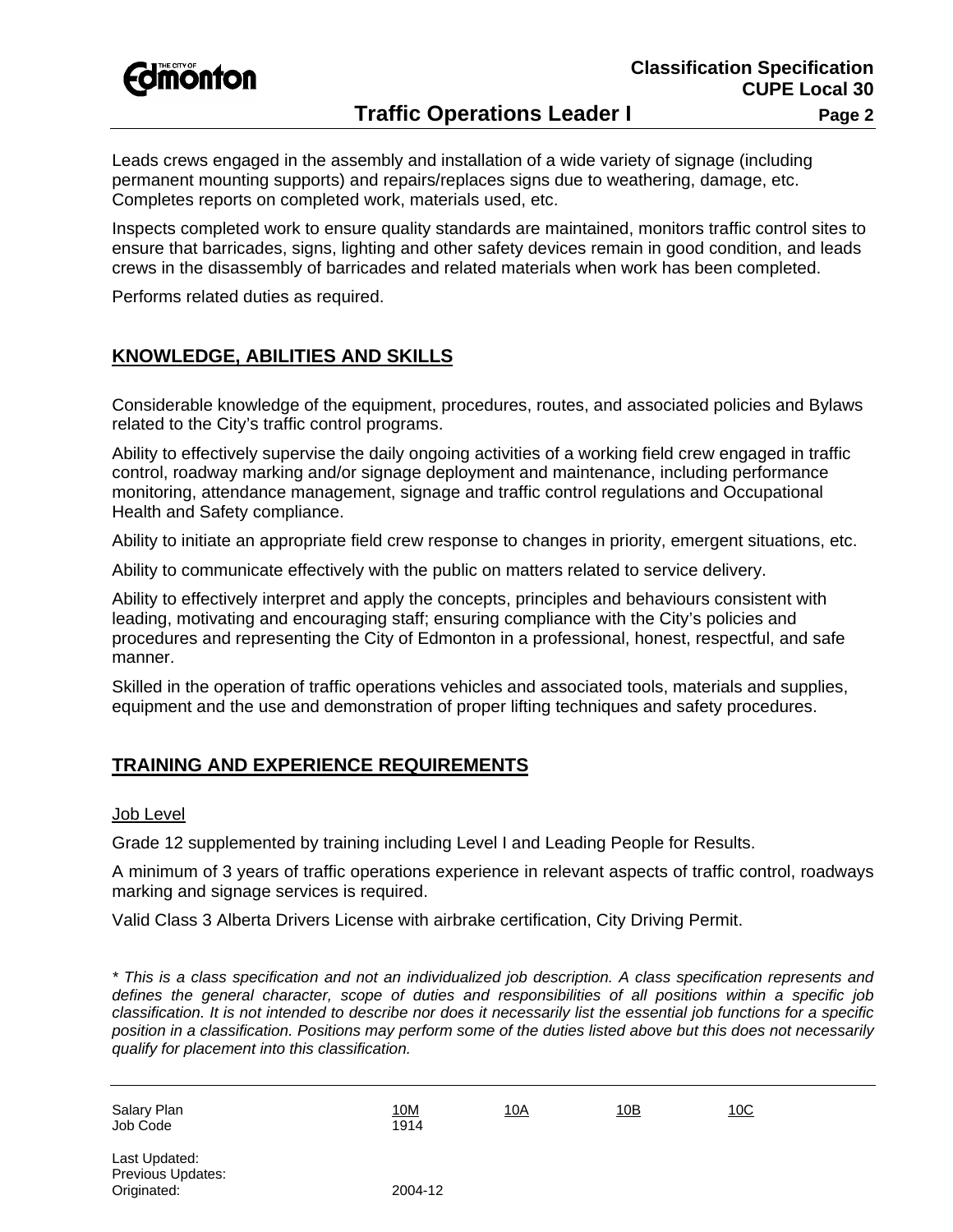Leads crews engaged in the assembly and installation of a wide variety of signage (including permanent mounting supports) and repairs/replaces signs due to weathering, damage, etc. Completes reports on completed work, materials used, etc.

Inspects completed work to ensure quality standards are maintained, monitors traffic control sites to ensure that barricades, signs, lighting and other safety devices remain in good condition, and leads crews in the disassembly of barricades and related materials when work has been completed.

Performs related duties as required.

## KNOWLEDGE, ABILITIES AND SKILLS

Considerable knowledge of the equipment, procedures, routes, and associated policies and Bylaws related to the City's traffic control programs.

Ability to effectively supervise the daily ongoing activities of a working field crew engaged in traffic control, roadway marking and/or signage deployment and maintenance, including performance monitoring, attendance management, signage and traffic control regulations and Occupational Health and Safety compliance.

Ability to initiate an appropriate field crew response to changes in priority, emergent situations, etc.

Ability to communicate effectively with the public on matters related to service delivery.

Ability to effectively interpret and apply the concepts, principles and behaviours consistent with leading, motivating and encouraging staff; ensuring compliance with the City's policies and procedures and representing the City of Edmonton in a professional, honest, respectful, and safe manner.

Skilled in the operation of traffic operations vehicles and associated tools, materials and supplies, equipment and the use and demonstration of proper lifting techniques and safety procedures.

## TRAINING AND EXPERIENCE REQUIREMENTS

Job Level

Grade 12 supplemented by training including Level I and Leading People for Results.

A minimum of 3 years of traffic operations experience in relevant aspects of traffic control, roadways marking and signage services is required.

Valid Class 3 Alberta Drivers License with airbrake certification, City Driving Permit.

*\* This is a class specification and not an individualized job description. A class specification represents and defines the general character, scope of duties and responsibilities of all positions within a specific job classification. It is not intended to describe nor does it necessarily list the essential job functions for a specific position in a classification. Positions may perform some of the duties listed above but this does not necessarily qualify for placement into this classification.*

| | | | | |
|---|---|---|---|---|
| Salary Plan | 10M | 10A | 10B | 10C |
| Job Code | 1914 | | | |
| Last Updated: | | | | |
| Previous Updates: | | | | |
| Originated: | 2004-12 | | | |